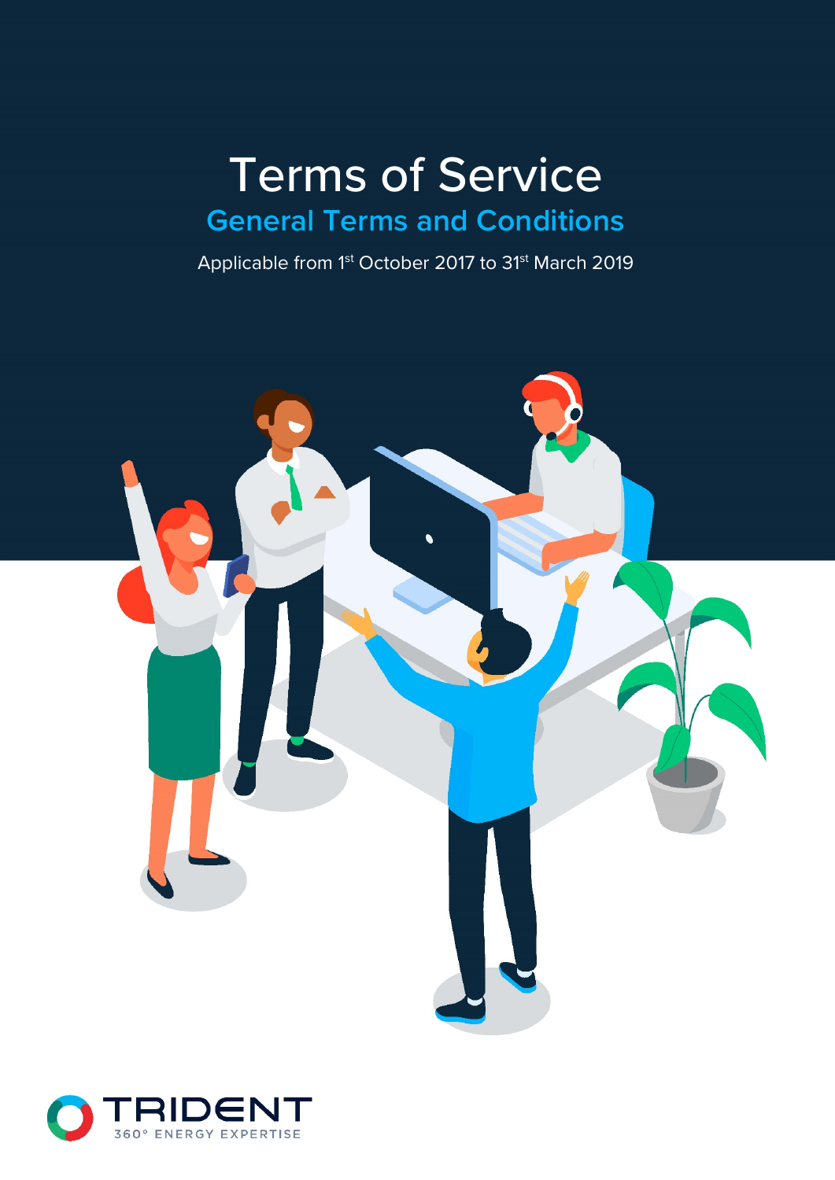# Terms of Service

## General Terms and Conditions

Applicable from 1st October 2017 to 31st March 2019

TRIDENT

360° ENERGY EXPERTISE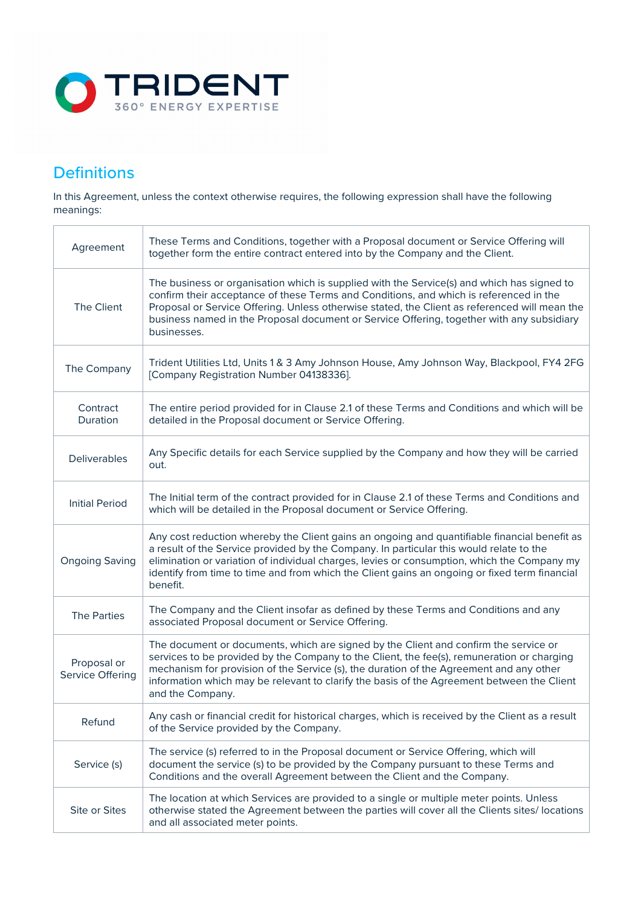## Definitions

In this Agreement, unless the context otherwise requires, the following expression shall have the following meanings:

| | |
|---|---|
| Agreement | These Terms and Conditions, together with a Proposal document or Service Offering will together form the entire contract entered into by the Company and the Client. |
| The Client | The business or organisation which is supplied with the Service(s) and which has signed to confirm their acceptance of these Terms and Conditions, and which is referenced in the Proposal or Service Offering. Unless otherwise stated, the Client as referenced will mean the business named in the Proposal document or Service Offering, together with any subsidiary businesses. |
| The Company | Trident Utilities Ltd, Units 1 & 3 Amy Johnson House, Amy Johnson Way, Blackpool, FY4 2FG [Company Registration Number 04138336]. |
| Contract Duration | The entire period provided for in Clause 2.1 of these Terms and Conditions and which will be detailed in the Proposal document or Service Offering. |
| Deliverables | Any Specific details for each Service supplied by the Company and how they will be carried out. |
| Initial Period | The Initial term of the contract provided for in Clause 2.1 of these Terms and Conditions and which will be detailed in the Proposal document or Service Offering. |
| Ongoing Saving | Any cost reduction whereby the Client gains an ongoing and quantifiable financial benefit as a result of the Service provided by the Company. In particular this would relate to the elimination or variation of individual charges, levies or consumption, which the Company my identify from time to time and from which the Client gains an ongoing or fixed term financial benefit. |
| The Parties | The Company and the Client insofar as defined by these Terms and Conditions and any associated Proposal document or Service Offering. |
| Proposal or Service Offering | The document or documents, which are signed by the Client and confirm the service or services to be provided by the Company to the Client, the fee(s), remuneration or charging mechanism for provision of the Service (s), the duration of the Agreement and any other information which may be relevant to clarify the basis of the Agreement between the Client and the Company. |
| Refund | Any cash or financial credit for historical charges, which is received by the Client as a result of the Service provided by the Company. |
| Service (s) | The service (s) referred to in the Proposal document or Service Offering, which will document the service (s) to be provided by the Company pursuant to these Terms and Conditions and the overall Agreement between the Client and the Company. |
| Site or Sites | The location at which Services are provided to a single or multiple meter points. Unless otherwise stated the Agreement between the parties will cover all the Clients sites/ locations and all associated meter points. |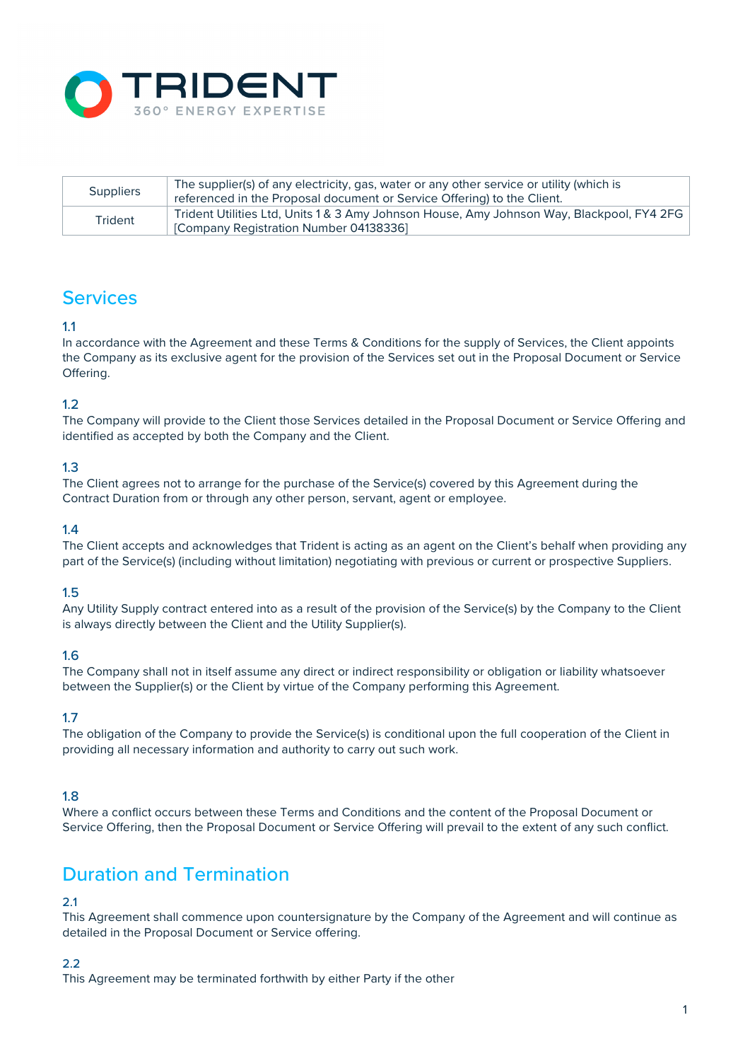| Suppliers | The supplier(s) of any electricity, gas, water or any other service or utility (which is referenced in the Proposal document or Service Offering) to the Client. |
|---|---|
| Trident | Trident Utilities Ltd, Units 1 & 3 Amy Johnson House, Amy Johnson Way, Blackpool, FY4 2FG [Company Registration Number 04138336] |

## Services

### 1.1

In accordance with the Agreement and these Terms & Conditions for the supply of Services, the Client appoints the Company as its exclusive agent for the provision of the Services set out in the Proposal Document or Service Offering.

### 1.2

The Company will provide to the Client those Services detailed in the Proposal Document or Service Offering and identified as accepted by both the Company and the Client.

### 1.3

The Client agrees not to arrange for the purchase of the Service(s) covered by this Agreement during the Contract Duration from or through any other person, servant, agent or employee.

### 1.4

The Client accepts and acknowledges that Trident is acting as an agent on the Client's behalf when providing any part of the Service(s) (including without limitation) negotiating with previous or current or prospective Suppliers.

### 1.5

Any Utility Supply contract entered into as a result of the provision of the Service(s) by the Company to the Client is always directly between the Client and the Utility Supplier(s).

### 1.6

The Company shall not in itself assume any direct or indirect responsibility or obligation or liability whatsoever between the Supplier(s) or the Client by virtue of the Company performing this Agreement.

### 1.7

The obligation of the Company to provide the Service(s) is conditional upon the full cooperation of the Client in providing all necessary information and authority to carry out such work.

### 1.8

Where a conflict occurs between these Terms and Conditions and the content of the Proposal Document or Service Offering, then the Proposal Document or Service Offering will prevail to the extent of any such conflict.

## Duration and Termination

### 2.1

This Agreement shall commence upon countersignature by the Company of the Agreement and will continue as detailed in the Proposal Document or Service offering.

### 2.2

This Agreement may be terminated forthwith by either Party if the other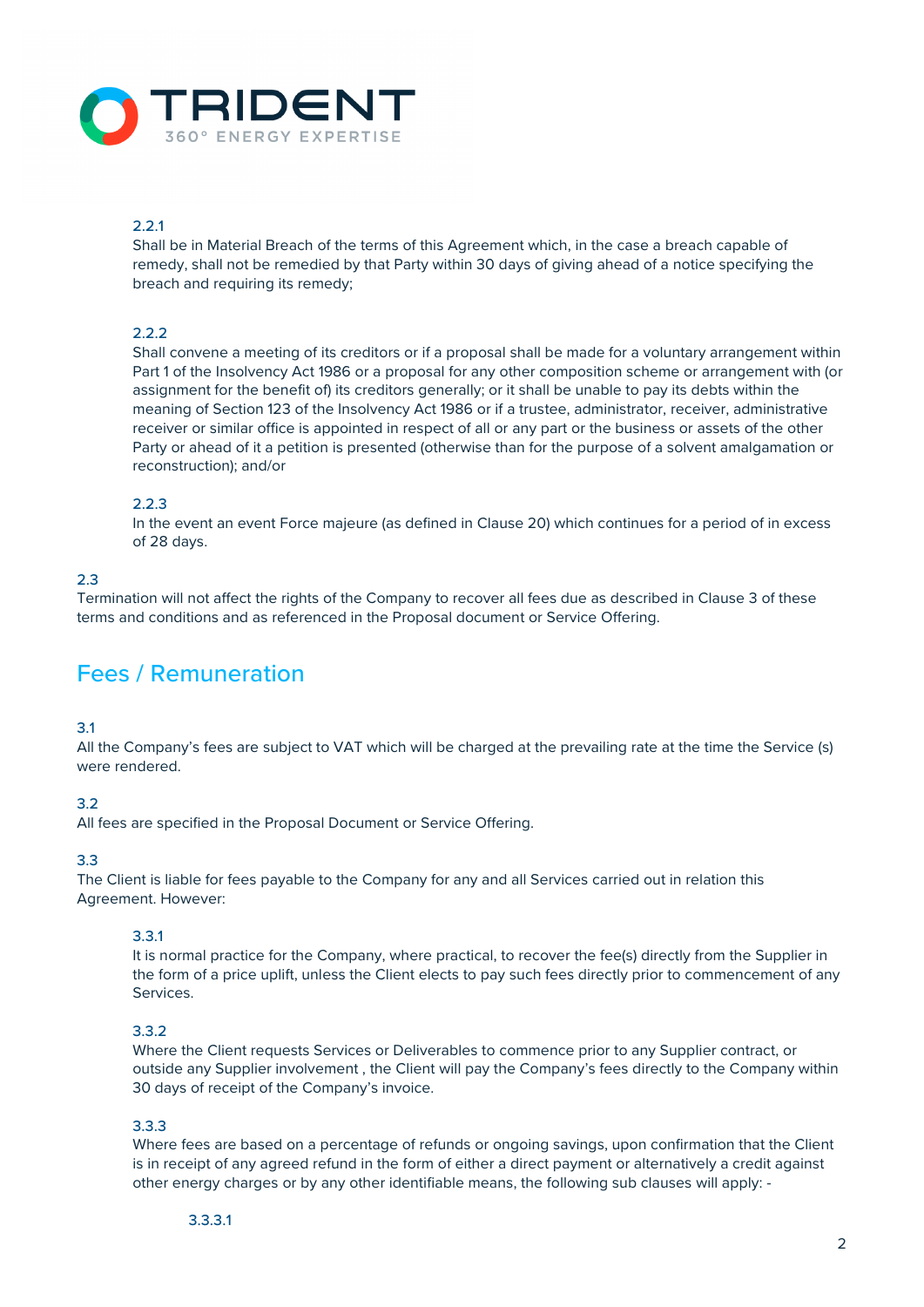2.2.1
Shall be in Material Breach of the terms of this Agreement which, in the case a breach capable of remedy, shall not be remedied by that Party within 30 days of giving ahead of a notice specifying the breach and requiring its remedy;

2.2.2
Shall convene a meeting of its creditors or if a proposal shall be made for a voluntary arrangement within Part 1 of the Insolvency Act 1986 or a proposal for any other composition scheme or arrangement with (or assignment for the benefit of) its creditors generally; or it shall be unable to pay its debts within the meaning of Section 123 of the Insolvency Act 1986 or if a trustee, administrator, receiver, administrative receiver or similar office is appointed in respect of all or any part or the business or assets of the other Party or ahead of it a petition is presented (otherwise than for the purpose of a solvent amalgamation or reconstruction); and/or

2.2.3
In the event an event Force majeure (as defined in Clause 20) which continues for a period of in excess of 28 days.

2.3
Termination will not affect the rights of the Company to recover all fees due as described in Clause 3 of these terms and conditions and as referenced in the Proposal document or Service Offering.

## Fees / Remuneration

3.1
All the Company's fees are subject to VAT which will be charged at the prevailing rate at the time the Service (s) were rendered.

3.2
All fees are specified in the Proposal Document or Service Offering.

3.3
The Client is liable for fees payable to the Company for any and all Services carried out in relation this Agreement. However:

3.3.1
It is normal practice for the Company, where practical, to recover the fee(s) directly from the Supplier in the form of a price uplift, unless the Client elects to pay such fees directly prior to commencement of any Services.

3.3.2
Where the Client requests Services or Deliverables to commence prior to any Supplier contract, or outside any Supplier involvement , the Client will pay the Company's fees directly to the Company within 30 days of receipt of the Company's invoice.

3.3.3
Where fees are based on a percentage of refunds or ongoing savings, upon confirmation that the Client is in receipt of any agreed refund in the form of either a direct payment or alternatively a credit against other energy charges or by any other identifiable means, the following sub clauses will apply: -

3.3.3.1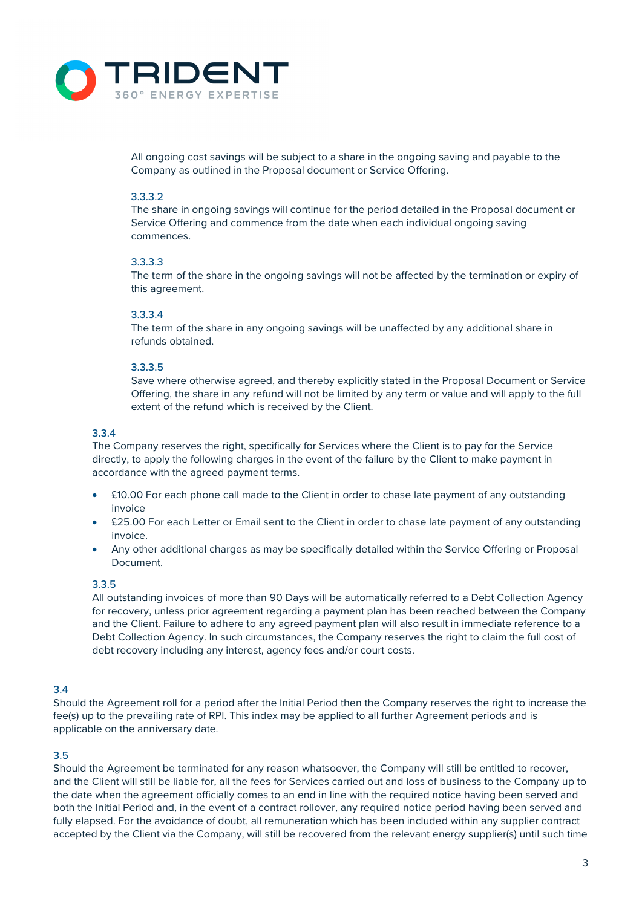All ongoing cost savings will be subject to a share in the ongoing saving and payable to the Company as outlined in the Proposal document or Service Offering.

3.3.3.2
The share in ongoing savings will continue for the period detailed in the Proposal document or Service Offering and commence from the date when each individual ongoing saving commences.

3.3.3.3
The term of the share in the ongoing savings will not be affected by the termination or expiry of this agreement.

3.3.3.4
The term of the share in any ongoing savings will be unaffected by any additional share in refunds obtained.

3.3.3.5
Save where otherwise agreed, and thereby explicitly stated in the Proposal Document or Service Offering, the share in any refund will not be limited by any term or value and will apply to the full extent of the refund which is received by the Client.

3.3.4
The Company reserves the right, specifically for Services where the Client is to pay for the Service directly, to apply the following charges in the event of the failure by the Client to make payment in accordance with the agreed payment terms.

- £10.00 For each phone call made to the Client in order to chase late payment of any outstanding invoice
- £25.00 For each Letter or Email sent to the Client in order to chase late payment of any outstanding invoice.
- Any other additional charges as may be specifically detailed within the Service Offering or Proposal Document.

3.3.5
All outstanding invoices of more than 90 Days will be automatically referred to a Debt Collection Agency for recovery, unless prior agreement regarding a payment plan has been reached between the Company and the Client. Failure to adhere to any agreed payment plan will also result in immediate reference to a Debt Collection Agency. In such circumstances, the Company reserves the right to claim the full cost of debt recovery including any interest, agency fees and/or court costs.

3.4
Should the Agreement roll for a period after the Initial Period then the Company reserves the right to increase the fee(s) up to the prevailing rate of RPI. This index may be applied to all further Agreement periods and is applicable on the anniversary date.

3.5
Should the Agreement be terminated for any reason whatsoever, the Company will still be entitled to recover, and the Client will still be liable for, all the fees for Services carried out and loss of business to the Company up to the date when the agreement officially comes to an end in line with the required notice having been served and both the Initial Period and, in the event of a contract rollover, any required notice period having been served and fully elapsed. For the avoidance of doubt, all remuneration which has been included within any supplier contract accepted by the Client via the Company, will still be recovered from the relevant energy supplier(s) until such time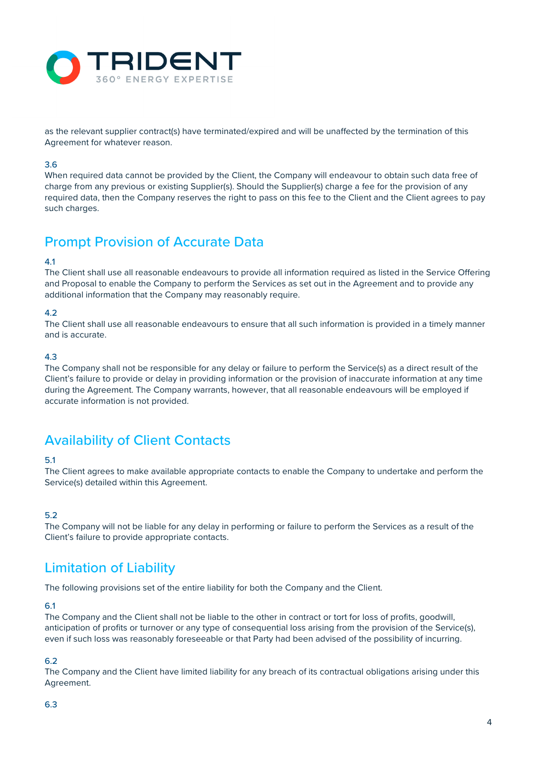as the relevant supplier contract(s) have terminated/expired and will be unaffected by the termination of this Agreement for whatever reason.

3.6

When required data cannot be provided by the Client, the Company will endeavour to obtain such data free of charge from any previous or existing Supplier(s). Should the Supplier(s) charge a fee for the provision of any required data, then the Company reserves the right to pass on this fee to the Client and the Client agrees to pay such charges.

## Prompt Provision of Accurate Data

4.1

The Client shall use all reasonable endeavours to provide all information required as listed in the Service Offering and Proposal to enable the Company to perform the Services as set out in the Agreement and to provide any additional information that the Company may reasonably require.

4.2

The Client shall use all reasonable endeavours to ensure that all such information is provided in a timely manner and is accurate.

4.3

The Company shall not be responsible for any delay or failure to perform the Service(s) as a direct result of the Client's failure to provide or delay in providing information or the provision of inaccurate information at any time during the Agreement. The Company warrants, however, that all reasonable endeavours will be employed if accurate information is not provided.

## Availability of Client Contacts

5.1

The Client agrees to make available appropriate contacts to enable the Company to undertake and perform the Service(s) detailed within this Agreement.

5.2

The Company will not be liable for any delay in performing or failure to perform the Services as a result of the Client's failure to provide appropriate contacts.

## Limitation of Liability

The following provisions set of the entire liability for both the Company and the Client.

6.1

The Company and the Client shall not be liable to the other in contract or tort for loss of profits, goodwill, anticipation of profits or turnover or any type of consequential loss arising from the provision of the Service(s), even if such loss was reasonably foreseeable or that Party had been advised of the possibility of incurring.

6.2

The Company and the Client have limited liability for any breach of its contractual obligations arising under this Agreement.

6.3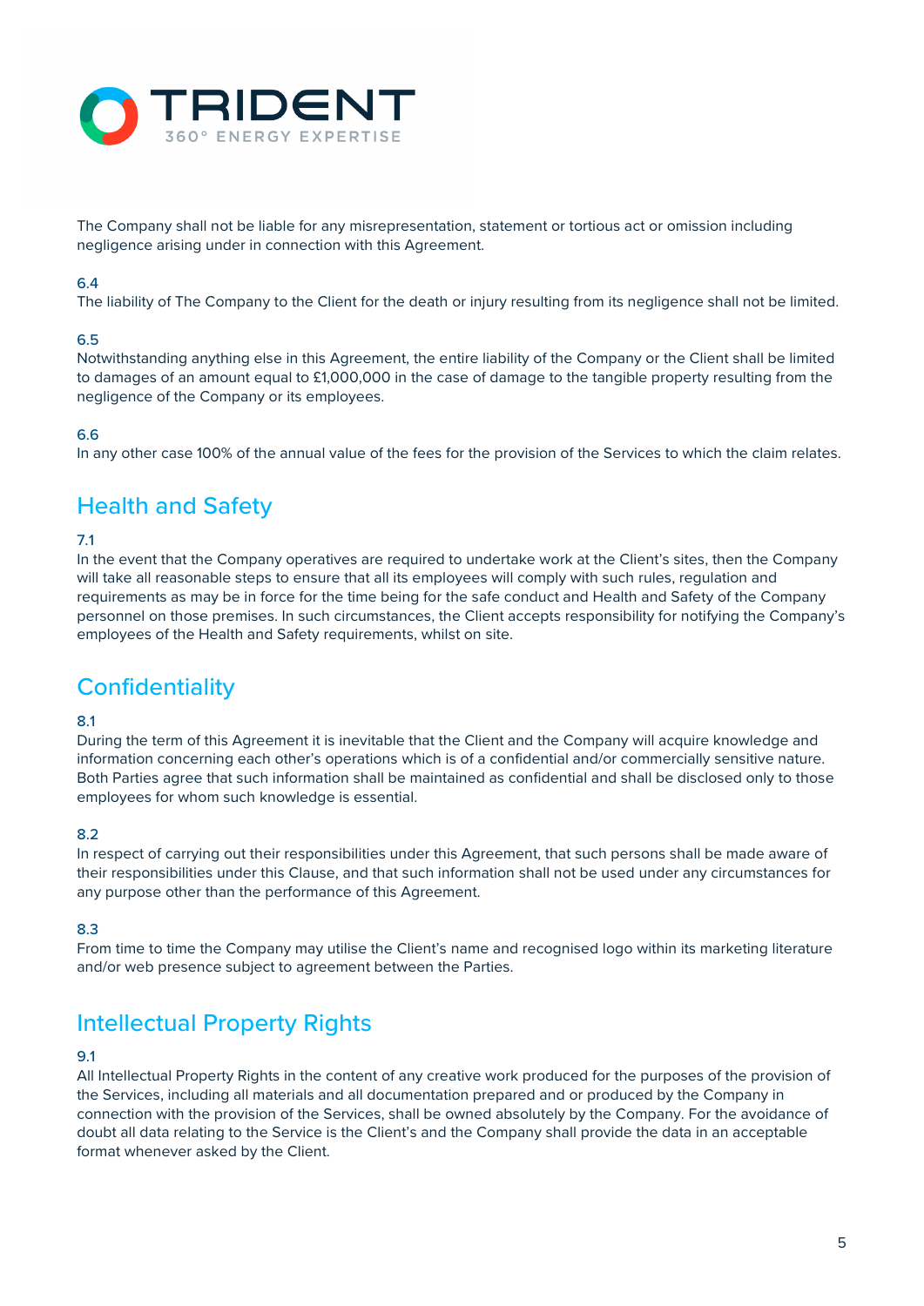The Company shall not be liable for any misrepresentation, statement or tortious act or omission including negligence arising under in connection with this Agreement.

6.4
The liability of The Company to the Client for the death or injury resulting from its negligence shall not be limited.

6.5
Notwithstanding anything else in this Agreement, the entire liability of the Company or the Client shall be limited to damages of an amount equal to £1,000,000 in the case of damage to the tangible property resulting from the negligence of the Company or its employees.

6.6
In any other case 100% of the annual value of the fees for the provision of the Services to which the claim relates.

## Health and Safety

7.1
In the event that the Company operatives are required to undertake work at the Client's sites, then the Company will take all reasonable steps to ensure that all its employees will comply with such rules, regulation and requirements as may be in force for the time being for the safe conduct and Health and Safety of the Company personnel on those premises. In such circumstances, the Client accepts responsibility for notifying the Company's employees of the Health and Safety requirements, whilst on site.

## Confidentiality

8.1
During the term of this Agreement it is inevitable that the Client and the Company will acquire knowledge and information concerning each other's operations which is of a confidential and/or commercially sensitive nature. Both Parties agree that such information shall be maintained as confidential and shall be disclosed only to those employees for whom such knowledge is essential.

8.2
In respect of carrying out their responsibilities under this Agreement, that such persons shall be made aware of their responsibilities under this Clause, and that such information shall not be used under any circumstances for any purpose other than the performance of this Agreement.

8.3
From time to time the Company may utilise the Client's name and recognised logo within its marketing literature and/or web presence subject to agreement between the Parties.

## Intellectual Property Rights

9.1
All Intellectual Property Rights in the content of any creative work produced for the purposes of the provision of the Services, including all materials and all documentation prepared and or produced by the Company in connection with the provision of the Services, shall be owned absolutely by the Company. For the avoidance of doubt all data relating to the Service is the Client's and the Company shall provide the data in an acceptable format whenever asked by the Client.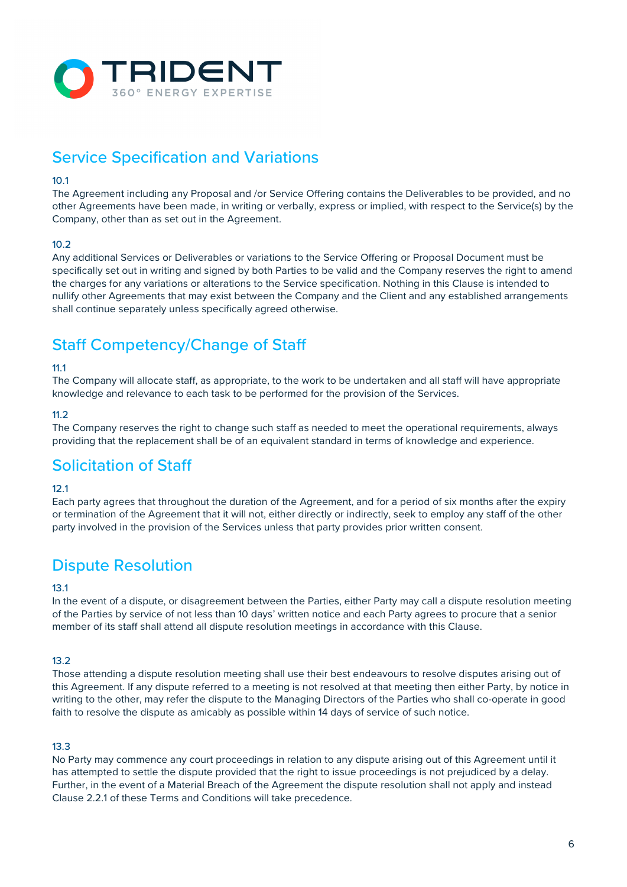## Service Specification and Variations

10.1
The Agreement including any Proposal and /or Service Offering contains the Deliverables to be provided, and no other Agreements have been made, in writing or verbally, express or implied, with respect to the Service(s) by the Company, other than as set out in the Agreement.

10.2
Any additional Services or Deliverables or variations to the Service Offering or Proposal Document must be specifically set out in writing and signed by both Parties to be valid and the Company reserves the right to amend the charges for any variations or alterations to the Service specification. Nothing in this Clause is intended to nullify other Agreements that may exist between the Company and the Client and any established arrangements shall continue separately unless specifically agreed otherwise.

## Staff Competency/Change of Staff

11.1
The Company will allocate staff, as appropriate, to the work to be undertaken and all staff will have appropriate knowledge and relevance to each task to be performed for the provision of the Services.

11.2
The Company reserves the right to change such staff as needed to meet the operational requirements, always providing that the replacement shall be of an equivalent standard in terms of knowledge and experience.

## Solicitation of Staff

12.1
Each party agrees that throughout the duration of the Agreement, and for a period of six months after the expiry or termination of the Agreement that it will not, either directly or indirectly, seek to employ any staff of the other party involved in the provision of the Services unless that party provides prior written consent.

## Dispute Resolution

13.1
In the event of a dispute, or disagreement between the Parties, either Party may call a dispute resolution meeting of the Parties by service of not less than 10 days' written notice and each Party agrees to procure that a senior member of its staff shall attend all dispute resolution meetings in accordance with this Clause.

13.2
Those attending a dispute resolution meeting shall use their best endeavours to resolve disputes arising out of this Agreement. If any dispute referred to a meeting is not resolved at that meeting then either Party, by notice in writing to the other, may refer the dispute to the Managing Directors of the Parties who shall co-operate in good faith to resolve the dispute as amicably as possible within 14 days of service of such notice.

13.3
No Party may commence any court proceedings in relation to any dispute arising out of this Agreement until it has attempted to settle the dispute provided that the right to issue proceedings is not prejudiced by a delay. Further, in the event of a Material Breach of the Agreement the dispute resolution shall not apply and instead Clause 2.2.1 of these Terms and Conditions will take precedence.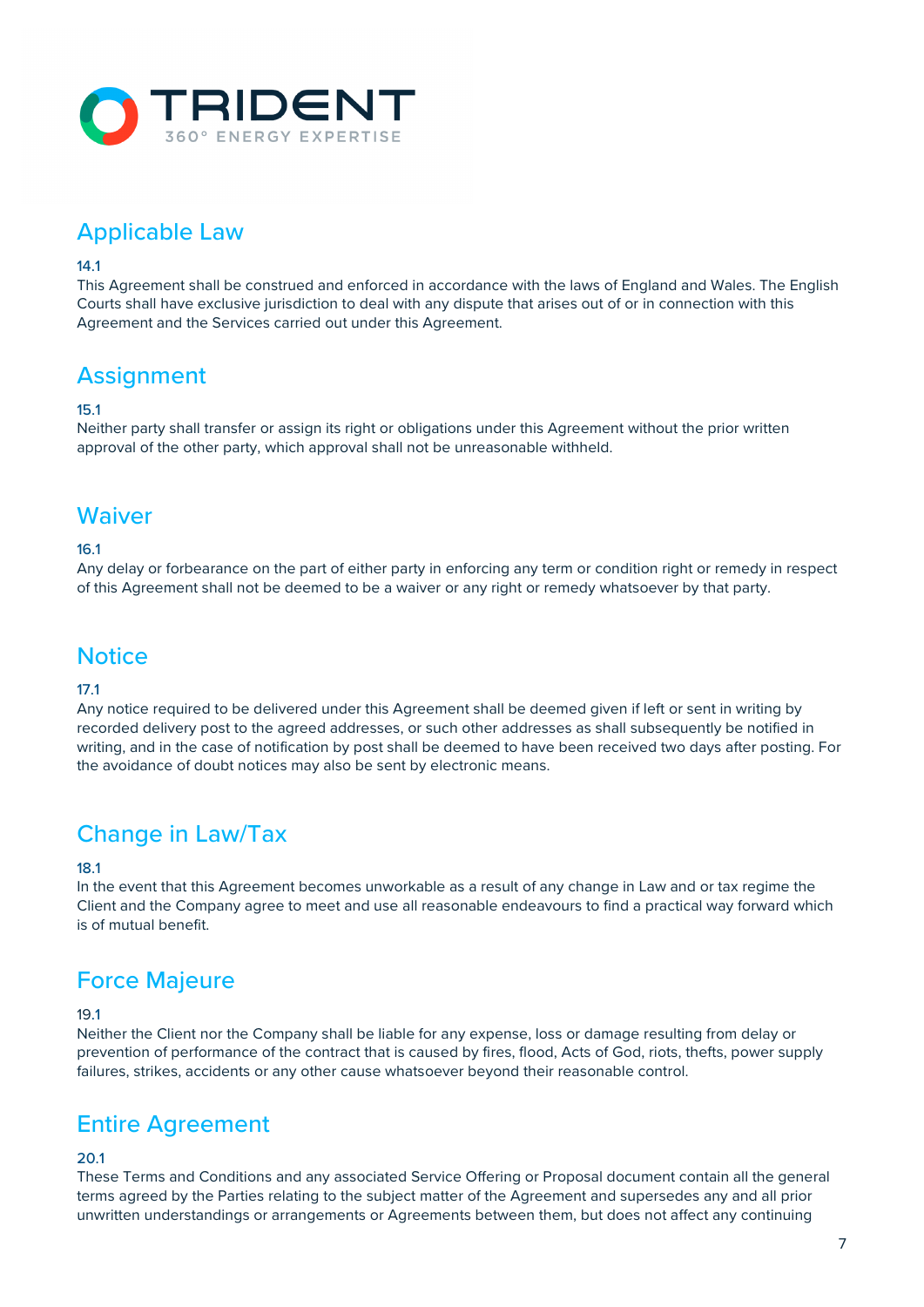## Applicable Law

14.1
This Agreement shall be construed and enforced in accordance with the laws of England and Wales. The English Courts shall have exclusive jurisdiction to deal with any dispute that arises out of or in connection with this Agreement and the Services carried out under this Agreement.

## Assignment

15.1
Neither party shall transfer or assign its right or obligations under this Agreement without the prior written approval of the other party, which approval shall not be unreasonable withheld.

## Waiver

16.1
Any delay or forbearance on the part of either party in enforcing any term or condition right or remedy in respect of this Agreement shall not be deemed to be a waiver or any right or remedy whatsoever by that party.

## Notice

17.1
Any notice required to be delivered under this Agreement shall be deemed given if left or sent in writing by recorded delivery post to the agreed addresses, or such other addresses as shall subsequently be notified in writing, and in the case of notification by post shall be deemed to have been received two days after posting. For the avoidance of doubt notices may also be sent by electronic means.

## Change in Law/Tax

18.1
In the event that this Agreement becomes unworkable as a result of any change in Law and or tax regime the Client and the Company agree to meet and use all reasonable endeavours to find a practical way forward which is of mutual benefit.

## Force Majeure

19.1
Neither the Client nor the Company shall be liable for any expense, loss or damage resulting from delay or prevention of performance of the contract that is caused by fires, flood, Acts of God, riots, thefts, power supply failures, strikes, accidents or any other cause whatsoever beyond their reasonable control.

## Entire Agreement

20.1
These Terms and Conditions and any associated Service Offering or Proposal document contain all the general terms agreed by the Parties relating to the subject matter of the Agreement and supersedes any and all prior unwritten understandings or arrangements or Agreements between them, but does not affect any continuing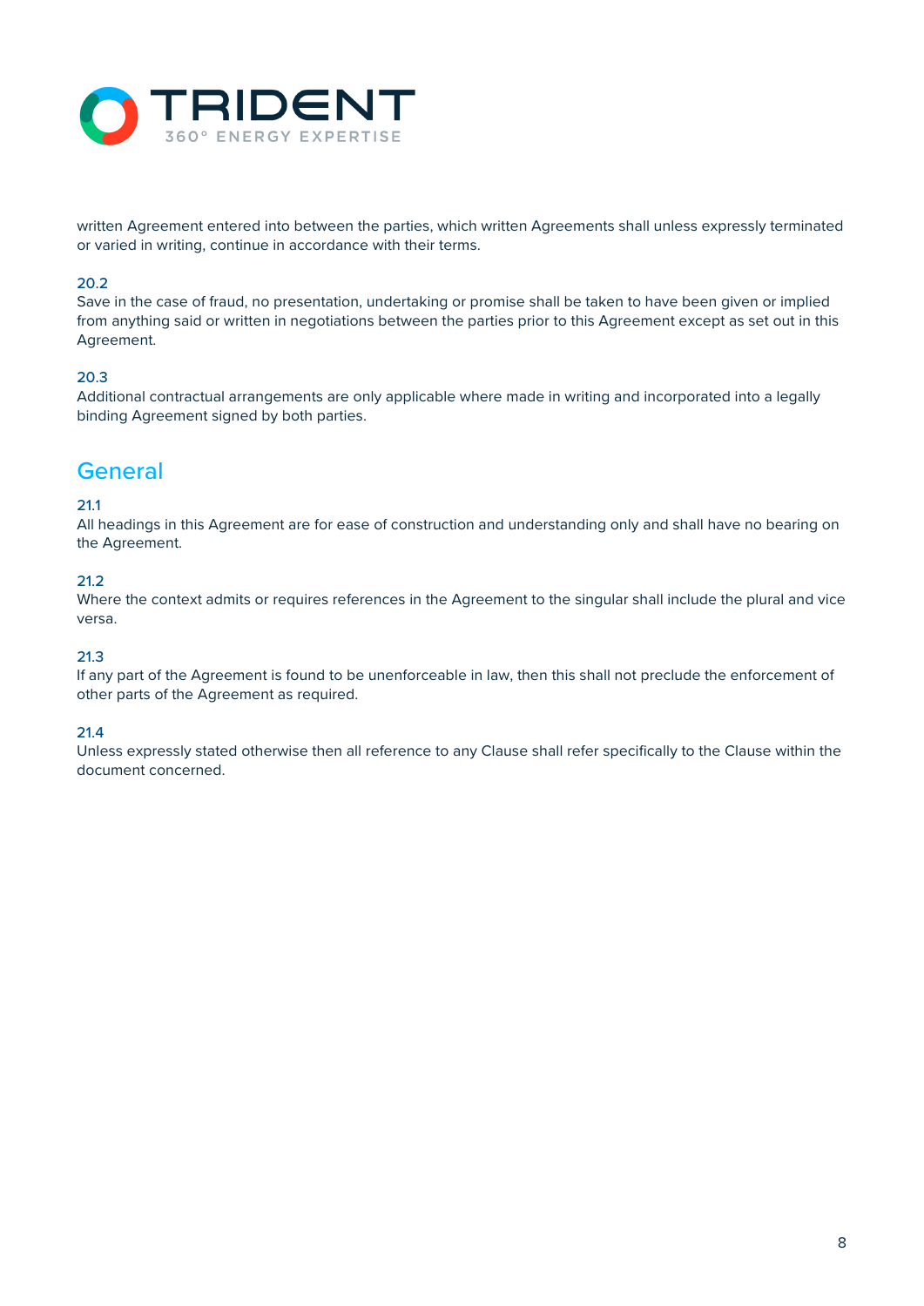written Agreement entered into between the parties, which written Agreements shall unless expressly terminated or varied in writing, continue in accordance with their terms.

**20.2**
Save in the case of fraud, no presentation, undertaking or promise shall be taken to have been given or implied from anything said or written in negotiations between the parties prior to this Agreement except as set out in this Agreement.

**20.3**
Additional contractual arrangements are only applicable where made in writing and incorporated into a legally binding Agreement signed by both parties.

## General

**21.1**
All headings in this Agreement are for ease of construction and understanding only and shall have no bearing on the Agreement.

**21.2**
Where the context admits or requires references in the Agreement to the singular shall include the plural and vice versa.

**21.3**
If any part of the Agreement is found to be unenforceable in law, then this shall not preclude the enforcement of other parts of the Agreement as required.

**21.4**
Unless expressly stated otherwise then all reference to any Clause shall refer specifically to the Clause within the document concerned.